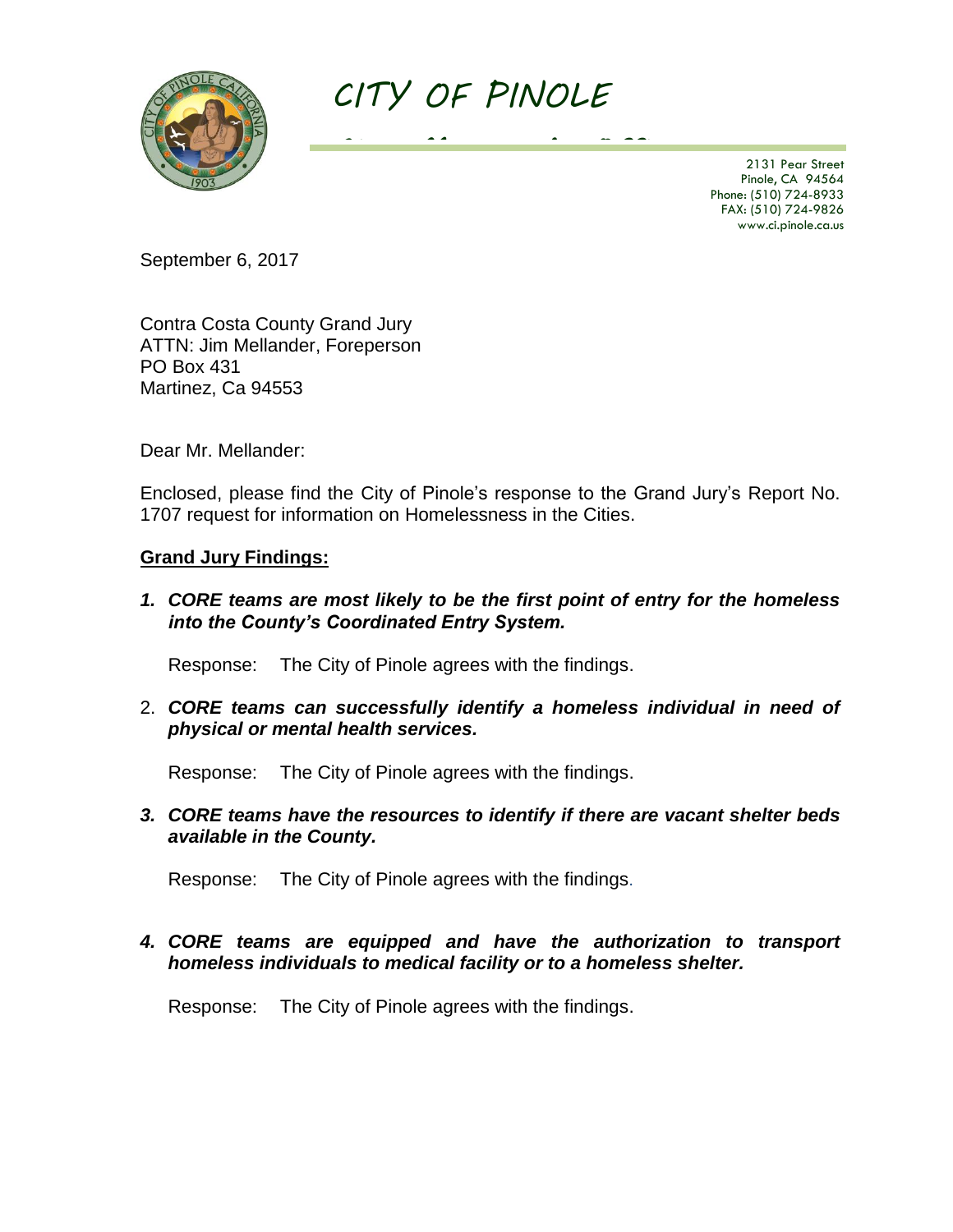# CITY OF PINOLE

2131 Pear Street
Pinole, CA 94564
Phone: (510) 724-8933
FAX: (510) 724-9826
www.ci.pinole.ca.us

September 6, 2017

Contra Costa County Grand Jury
ATTN: Jim Mellander, Foreperson
PO Box 431
Martinez, Ca 94553

Dear Mr. Mellander:

Enclosed, please find the City of Pinole's response to the Grand Jury's Report No. 1707 request for information on Homelessness in the Cities.

**Grand Jury Findings:**

1. ***CORE teams are most likely to be the first point of entry for the homeless into the County's Coordinated Entry System.***

   Response: The City of Pinole agrees with the findings.

2. ***CORE teams can successfully identify a homeless individual in need of physical or mental health services.***

   Response: The City of Pinole agrees with the findings.

3. ***CORE teams have the resources to identify if there are vacant shelter beds available in the County.***

   Response: The City of Pinole agrees with the findings.

4. ***CORE teams are equipped and have the authorization to transport homeless individuals to medical facility or to a homeless shelter.***

   Response: The City of Pinole agrees with the findings.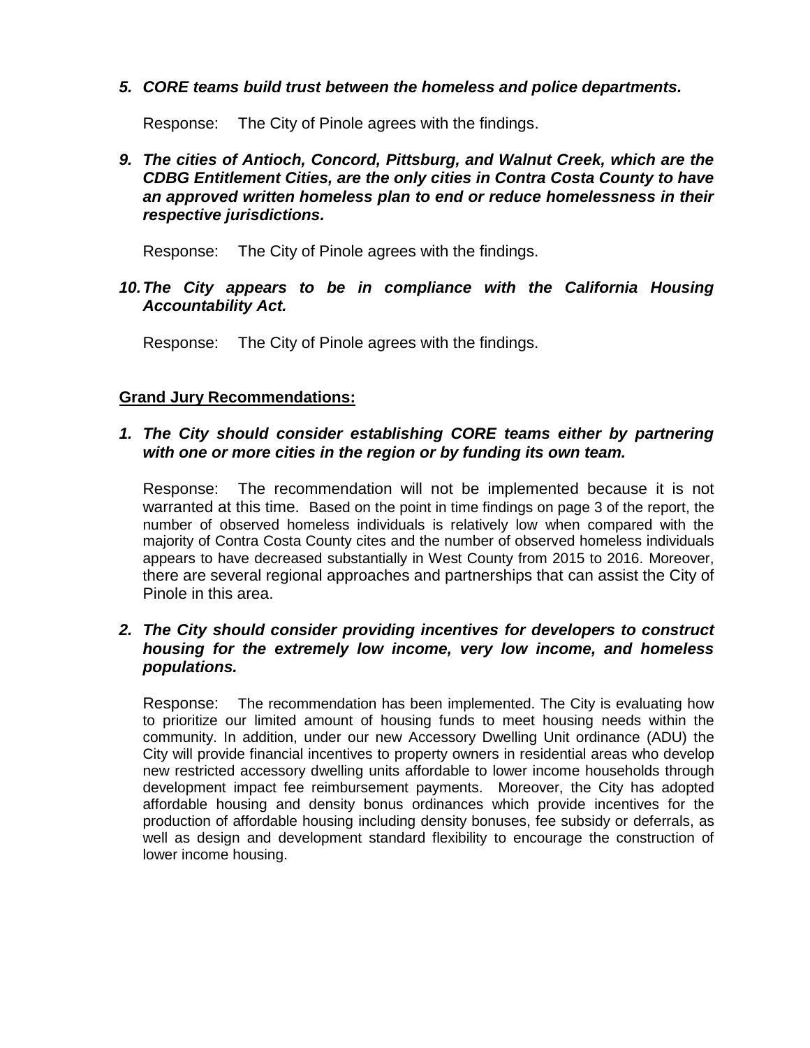***5. CORE teams build trust between the homeless and police departments.***

Response: The City of Pinole agrees with the findings.

***9. The cities of Antioch, Concord, Pittsburg, and Walnut Creek, which are the CDBG Entitlement Cities, are the only cities in Contra Costa County to have an approved written homeless plan to end or reduce homelessness in their respective jurisdictions.***

Response: The City of Pinole agrees with the findings.

***10. The City appears to be in compliance with the California Housing Accountability Act.***

Response: The City of Pinole agrees with the findings.

**Grand Jury Recommendations:**

***1. The City should consider establishing CORE teams either by partnering with one or more cities in the region or by funding its own team.***

Response: The recommendation will not be implemented because it is not warranted at this time. Based on the point in time findings on page 3 of the report, the number of observed homeless individuals is relatively low when compared with the majority of Contra Costa County cites and the number of observed homeless individuals appears to have decreased substantially in West County from 2015 to 2016. Moreover, there are several regional approaches and partnerships that can assist the City of Pinole in this area.

***2. The City should consider providing incentives for developers to construct housing for the extremely low income, very low income, and homeless populations.***

Response: The recommendation has been implemented. The City is evaluating how to prioritize our limited amount of housing funds to meet housing needs within the community. In addition, under our new Accessory Dwelling Unit ordinance (ADU) the City will provide financial incentives to property owners in residential areas who develop new restricted accessory dwelling units affordable to lower income households through development impact fee reimbursement payments. Moreover, the City has adopted affordable housing and density bonus ordinances which provide incentives for the production of affordable housing including density bonuses, fee subsidy or deferrals, as well as design and development standard flexibility to encourage the construction of lower income housing.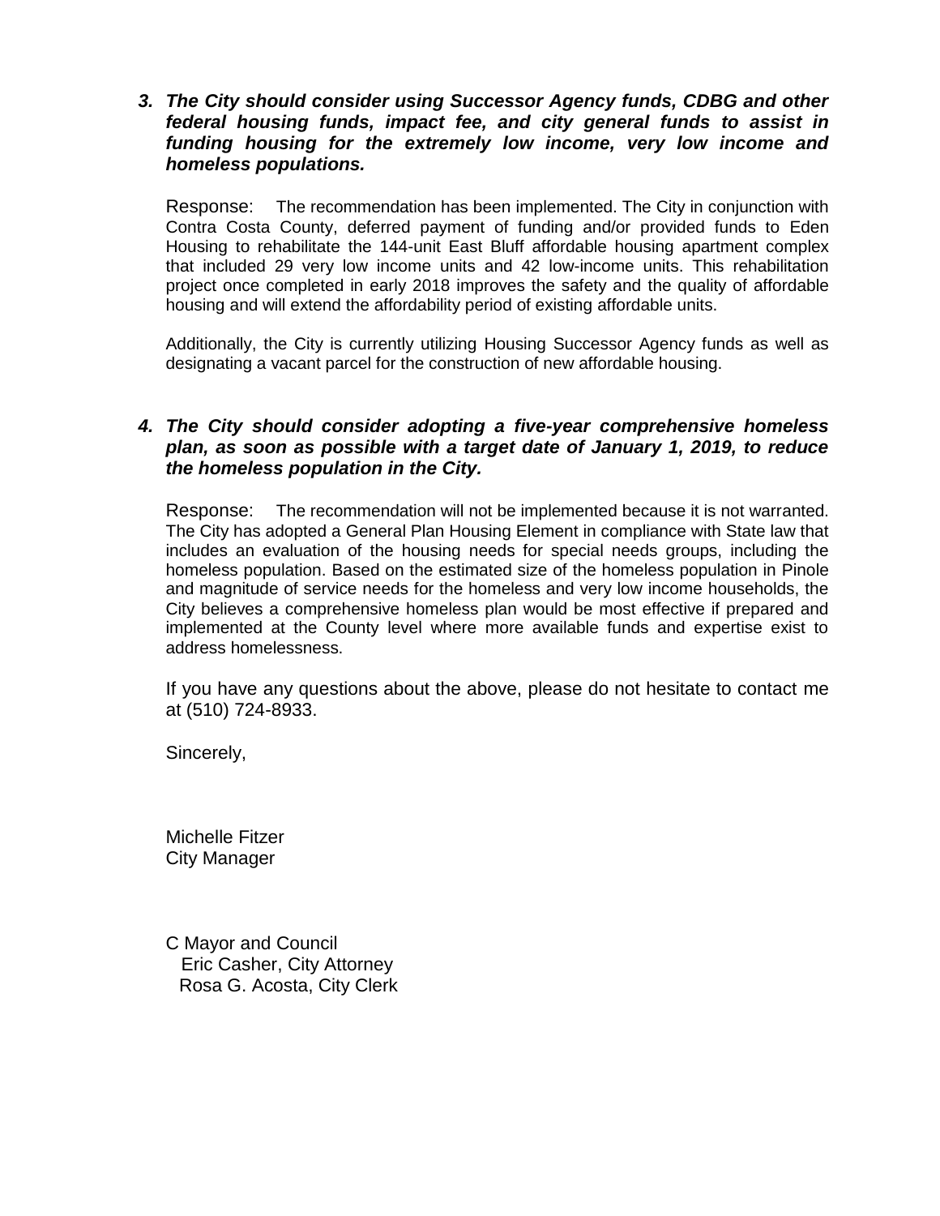3. ***The City should consider using Successor Agency funds, CDBG and other federal housing funds, impact fee, and city general funds to assist in funding housing for the extremely low income, very low income and homeless populations.***

   Response: The recommendation has been implemented. The City in conjunction with Contra Costa County, deferred payment of funding and/or provided funds to Eden Housing to rehabilitate the 144-unit East Bluff affordable housing apartment complex that included 29 very low income units and 42 low-income units. This rehabilitation project once completed in early 2018 improves the safety and the quality of affordable housing and will extend the affordability period of existing affordable units.

   Additionally, the City is currently utilizing Housing Successor Agency funds as well as designating a vacant parcel for the construction of new affordable housing.

4. ***The City should consider adopting a five-year comprehensive homeless plan, as soon as possible with a target date of January 1, 2019, to reduce the homeless population in the City.***

   Response: The recommendation will not be implemented because it is not warranted. The City has adopted a General Plan Housing Element in compliance with State law that includes an evaluation of the housing needs for special needs groups, including the homeless population. Based on the estimated size of the homeless population in Pinole and magnitude of service needs for the homeless and very low income households, the City believes a comprehensive homeless plan would be most effective if prepared and implemented at the County level where more available funds and expertise exist to address homelessness.

If you have any questions about the above, please do not hesitate to contact me at (510) 724-8933.

Sincerely,

Michelle Fitzer
City Manager

C Mayor and Council
Eric Casher, City Attorney
Rosa G. Acosta, City Clerk